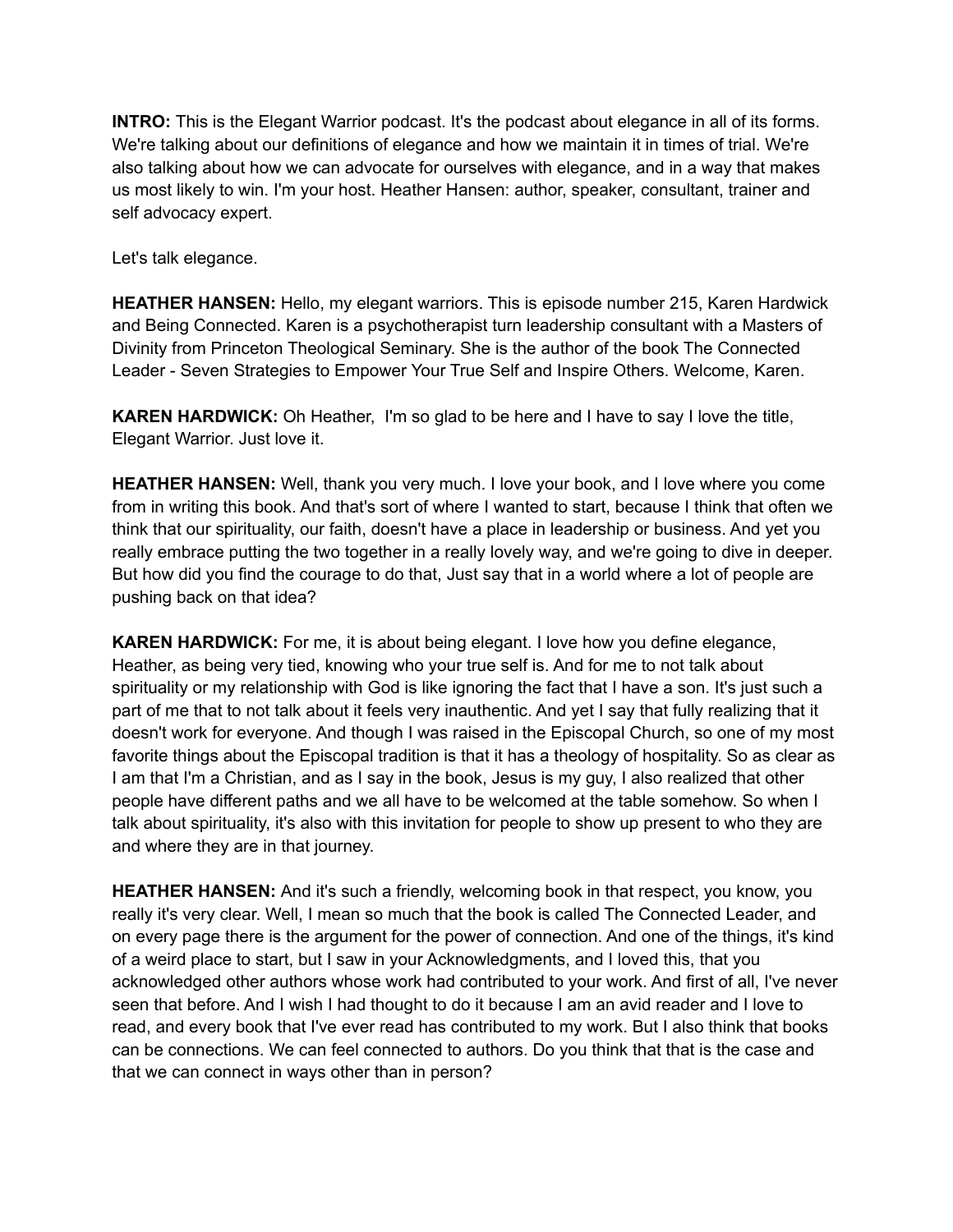**INTRO:** This is the Elegant Warrior podcast. It's the podcast about elegance in all of its forms. We're talking about our definitions of elegance and how we maintain it in times of trial. We're also talking about how we can advocate for ourselves with elegance, and in a way that makes us most likely to win. I'm your host. Heather Hansen: author, speaker, consultant, trainer and self advocacy expert.

Let's talk elegance.

**HEATHER HANSEN:** Hello, my elegant warriors. This is episode number 215, Karen Hardwick and Being Connected. Karen is a psychotherapist turn leadership consultant with a Masters of Divinity from Princeton Theological Seminary. She is the author of the book The Connected Leader - Seven Strategies to Empower Your True Self and Inspire Others. Welcome, Karen.

**KAREN HARDWICK:** Oh Heather, I'm so glad to be here and I have to say I love the title, Elegant Warrior. Just love it.

**HEATHER HANSEN:** Well, thank you very much. I love your book, and I love where you come from in writing this book. And that's sort of where I wanted to start, because I think that often we think that our spirituality, our faith, doesn't have a place in leadership or business. And yet you really embrace putting the two together in a really lovely way, and we're going to dive in deeper. But how did you find the courage to do that, Just say that in a world where a lot of people are pushing back on that idea?

**KAREN HARDWICK:** For me, it is about being elegant. I love how you define elegance, Heather, as being very tied, knowing who your true self is. And for me to not talk about spirituality or my relationship with God is like ignoring the fact that I have a son. It's just such a part of me that to not talk about it feels very inauthentic. And yet I say that fully realizing that it doesn't work for everyone. And though I was raised in the Episcopal Church, so one of my most favorite things about the Episcopal tradition is that it has a theology of hospitality. So as clear as I am that I'm a Christian, and as I say in the book, Jesus is my guy, I also realized that other people have different paths and we all have to be welcomed at the table somehow. So when I talk about spirituality, it's also with this invitation for people to show up present to who they are and where they are in that journey.

**HEATHER HANSEN:** And it's such a friendly, welcoming book in that respect, you know, you really it's very clear. Well, I mean so much that the book is called The Connected Leader, and on every page there is the argument for the power of connection. And one of the things, it's kind of a weird place to start, but I saw in your Acknowledgments, and I loved this, that you acknowledged other authors whose work had contributed to your work. And first of all, I've never seen that before. And I wish I had thought to do it because I am an avid reader and I love to read, and every book that I've ever read has contributed to my work. But I also think that books can be connections. We can feel connected to authors. Do you think that that is the case and that we can connect in ways other than in person?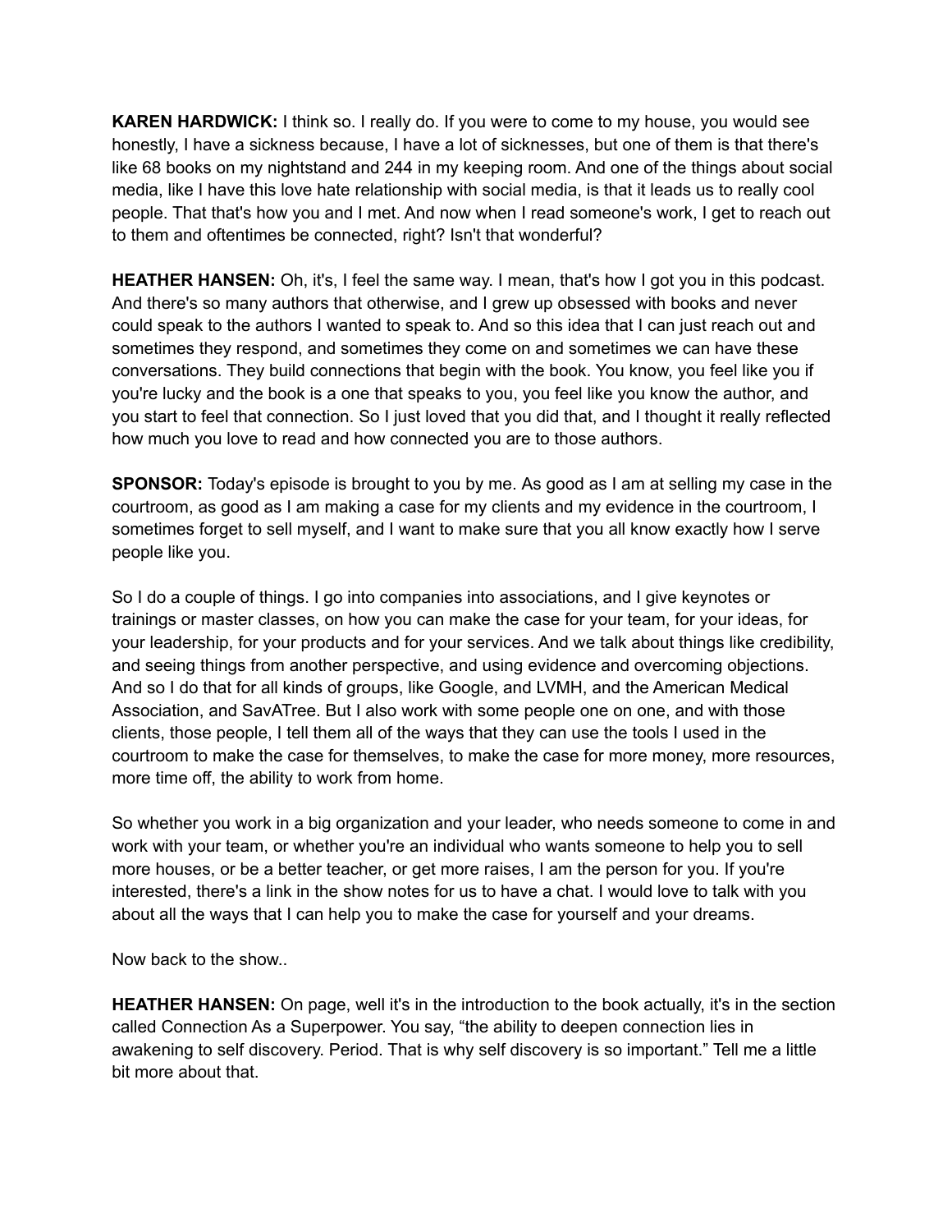**KAREN HARDWICK:** I think so. I really do. If you were to come to my house, you would see honestly, I have a sickness because, I have a lot of sicknesses, but one of them is that there's like 68 books on my nightstand and 244 in my keeping room. And one of the things about social media, like I have this love hate relationship with social media, is that it leads us to really cool people. That that's how you and I met. And now when I read someone's work, I get to reach out to them and oftentimes be connected, right? Isn't that wonderful?

**HEATHER HANSEN:** Oh, it's, I feel the same way. I mean, that's how I got you in this podcast. And there's so many authors that otherwise, and I grew up obsessed with books and never could speak to the authors I wanted to speak to. And so this idea that I can just reach out and sometimes they respond, and sometimes they come on and sometimes we can have these conversations. They build connections that begin with the book. You know, you feel like you if you're lucky and the book is a one that speaks to you, you feel like you know the author, and you start to feel that connection. So I just loved that you did that, and I thought it really reflected how much you love to read and how connected you are to those authors.

**SPONSOR:** Today's episode is brought to you by me. As good as I am at selling my case in the courtroom, as good as I am making a case for my clients and my evidence in the courtroom, I sometimes forget to sell myself, and I want to make sure that you all know exactly how I serve people like you.

So I do a couple of things. I go into companies into associations, and I give keynotes or trainings or master classes, on how you can make the case for your team, for your ideas, for your leadership, for your products and for your services. And we talk about things like credibility, and seeing things from another perspective, and using evidence and overcoming objections. And so I do that for all kinds of groups, like Google, and LVMH, and the American Medical Association, and SavATree. But I also work with some people one on one, and with those clients, those people, I tell them all of the ways that they can use the tools I used in the courtroom to make the case for themselves, to make the case for more money, more resources, more time off, the ability to work from home.

So whether you work in a big organization and your leader, who needs someone to come in and work with your team, or whether you're an individual who wants someone to help you to sell more houses, or be a better teacher, or get more raises, I am the person for you. If you're interested, there's a link in the show notes for us to have a chat. I would love to talk with you about all the ways that I can help you to make the case for yourself and your dreams.

Now back to the show..

**HEATHER HANSEN:** On page, well it's in the introduction to the book actually, it's in the section called Connection As a Superpower. You say, “the ability to deepen connection lies in awakening to self discovery. Period. That is why self discovery is so important.” Tell me a little bit more about that.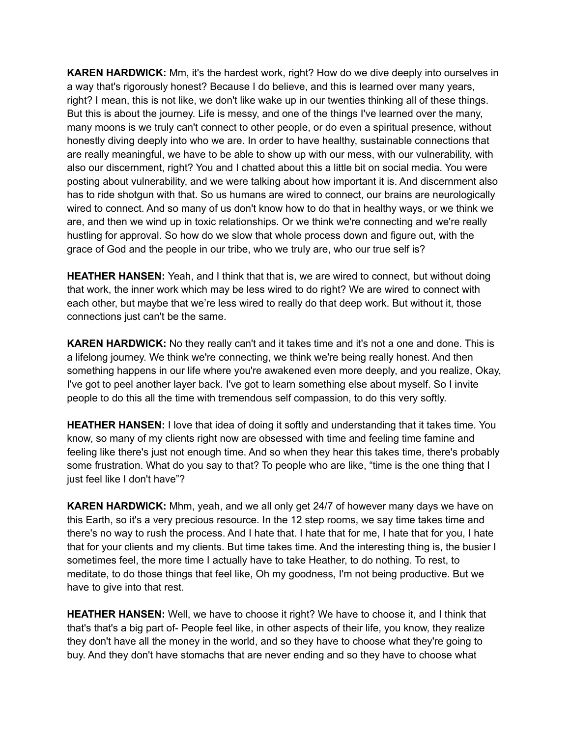**KAREN HARDWICK:** Mm, it's the hardest work, right? How do we dive deeply into ourselves in a way that's rigorously honest? Because I do believe, and this is learned over many years, right? I mean, this is not like, we don't like wake up in our twenties thinking all of these things. But this is about the journey. Life is messy, and one of the things I've learned over the many, many moons is we truly can't connect to other people, or do even a spiritual presence, without honestly diving deeply into who we are. In order to have healthy, sustainable connections that are really meaningful, we have to be able to show up with our mess, with our vulnerability, with also our discernment, right? You and I chatted about this a little bit on social media. You were posting about vulnerability, and we were talking about how important it is. And discernment also has to ride shotgun with that. So us humans are wired to connect, our brains are neurologically wired to connect. And so many of us don't know how to do that in healthy ways, or we think we are, and then we wind up in toxic relationships. Or we think we're connecting and we're really hustling for approval. So how do we slow that whole process down and figure out, with the grace of God and the people in our tribe, who we truly are, who our true self is?

**HEATHER HANSEN:** Yeah, and I think that that is, we are wired to connect, but without doing that work, the inner work which may be less wired to do right? We are wired to connect with each other, but maybe that we're less wired to really do that deep work. But without it, those connections just can't be the same.

**KAREN HARDWICK:** No they really can't and it takes time and it's not a one and done. This is a lifelong journey. We think we're connecting, we think we're being really honest. And then something happens in our life where you're awakened even more deeply, and you realize, Okay, I've got to peel another layer back. I've got to learn something else about myself. So I invite people to do this all the time with tremendous self compassion, to do this very softly.

**HEATHER HANSEN:** I love that idea of doing it softly and understanding that it takes time. You know, so many of my clients right now are obsessed with time and feeling time famine and feeling like there's just not enough time. And so when they hear this takes time, there's probably some frustration. What do you say to that? To people who are like, "time is the one thing that I just feel like I don't have"?

**KAREN HARDWICK:** Mhm, yeah, and we all only get 24/7 of however many days we have on this Earth, so it's a very precious resource. In the 12 step rooms, we say time takes time and there's no way to rush the process. And I hate that. I hate that for me, I hate that for you, I hate that for your clients and my clients. But time takes time. And the interesting thing is, the busier I sometimes feel, the more time I actually have to take Heather, to do nothing. To rest, to meditate, to do those things that feel like, Oh my goodness, I'm not being productive. But we have to give into that rest.

**HEATHER HANSEN:** Well, we have to choose it right? We have to choose it, and I think that that's that's a big part of- People feel like, in other aspects of their life, you know, they realize they don't have all the money in the world, and so they have to choose what they're going to buy. And they don't have stomachs that are never ending and so they have to choose what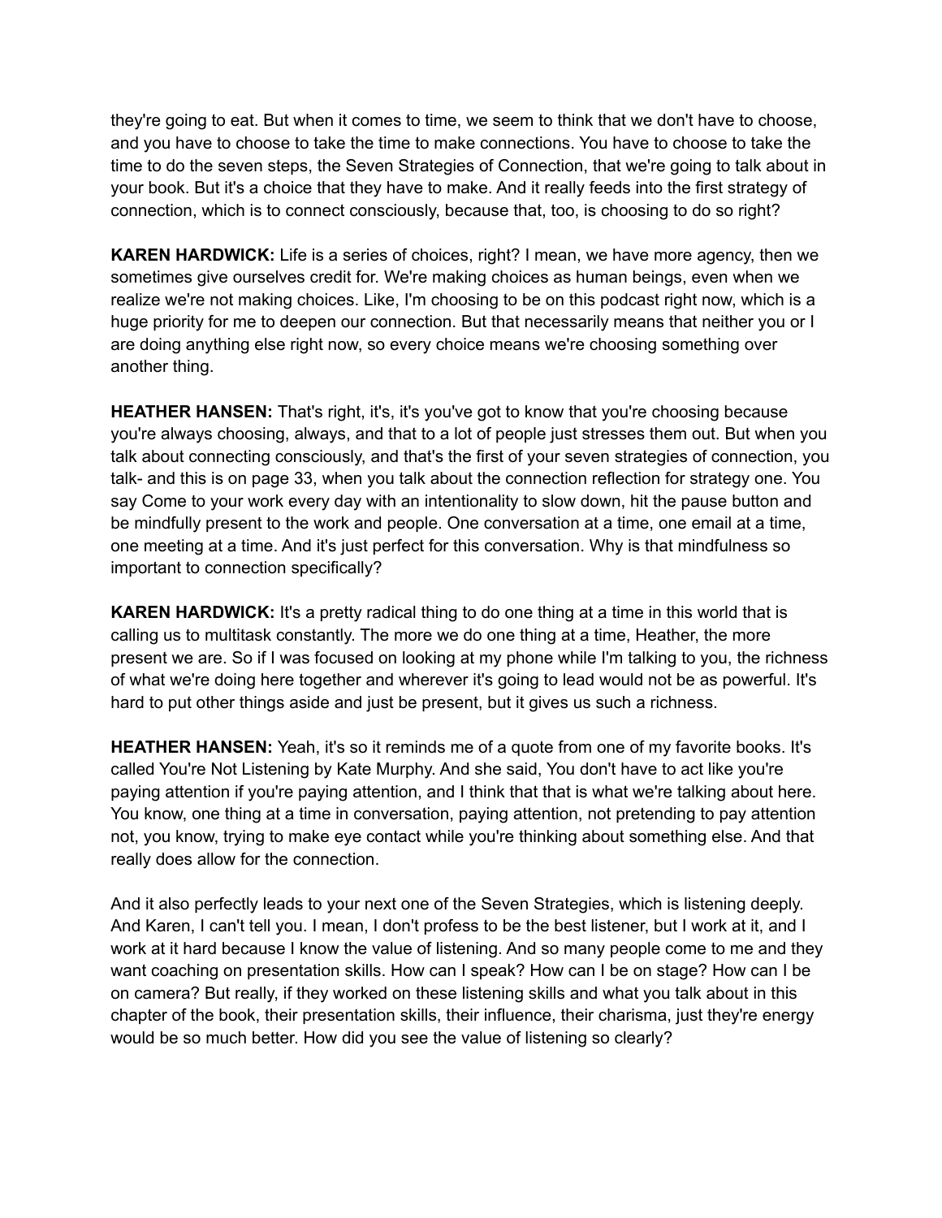they're going to eat. But when it comes to time, we seem to think that we don't have to choose, and you have to choose to take the time to make connections. You have to choose to take the time to do the seven steps, the Seven Strategies of Connection, that we're going to talk about in your book. But it's a choice that they have to make. And it really feeds into the first strategy of connection, which is to connect consciously, because that, too, is choosing to do so right?

**KAREN HARDWICK:** Life is a series of choices, right? I mean, we have more agency, then we sometimes give ourselves credit for. We're making choices as human beings, even when we realize we're not making choices. Like, I'm choosing to be on this podcast right now, which is a huge priority for me to deepen our connection. But that necessarily means that neither you or I are doing anything else right now, so every choice means we're choosing something over another thing.

**HEATHER HANSEN:** That's right, it's, it's you've got to know that you're choosing because you're always choosing, always, and that to a lot of people just stresses them out. But when you talk about connecting consciously, and that's the first of your seven strategies of connection, you talk- and this is on page 33, when you talk about the connection reflection for strategy one. You say Come to your work every day with an intentionality to slow down, hit the pause button and be mindfully present to the work and people. One conversation at a time, one email at a time, one meeting at a time. And it's just perfect for this conversation. Why is that mindfulness so important to connection specifically?

**KAREN HARDWICK:** It's a pretty radical thing to do one thing at a time in this world that is calling us to multitask constantly. The more we do one thing at a time, Heather, the more present we are. So if I was focused on looking at my phone while I'm talking to you, the richness of what we're doing here together and wherever it's going to lead would not be as powerful. It's hard to put other things aside and just be present, but it gives us such a richness.

**HEATHER HANSEN:** Yeah, it's so it reminds me of a quote from one of my favorite books. It's called You're Not Listening by Kate Murphy. And she said, You don't have to act like you're paying attention if you're paying attention, and I think that that is what we're talking about here. You know, one thing at a time in conversation, paying attention, not pretending to pay attention not, you know, trying to make eye contact while you're thinking about something else. And that really does allow for the connection.

And it also perfectly leads to your next one of the Seven Strategies, which is listening deeply. And Karen, I can't tell you. I mean, I don't profess to be the best listener, but I work at it, and I work at it hard because I know the value of listening. And so many people come to me and they want coaching on presentation skills. How can I speak? How can I be on stage? How can I be on camera? But really, if they worked on these listening skills and what you talk about in this chapter of the book, their presentation skills, their influence, their charisma, just they're energy would be so much better. How did you see the value of listening so clearly?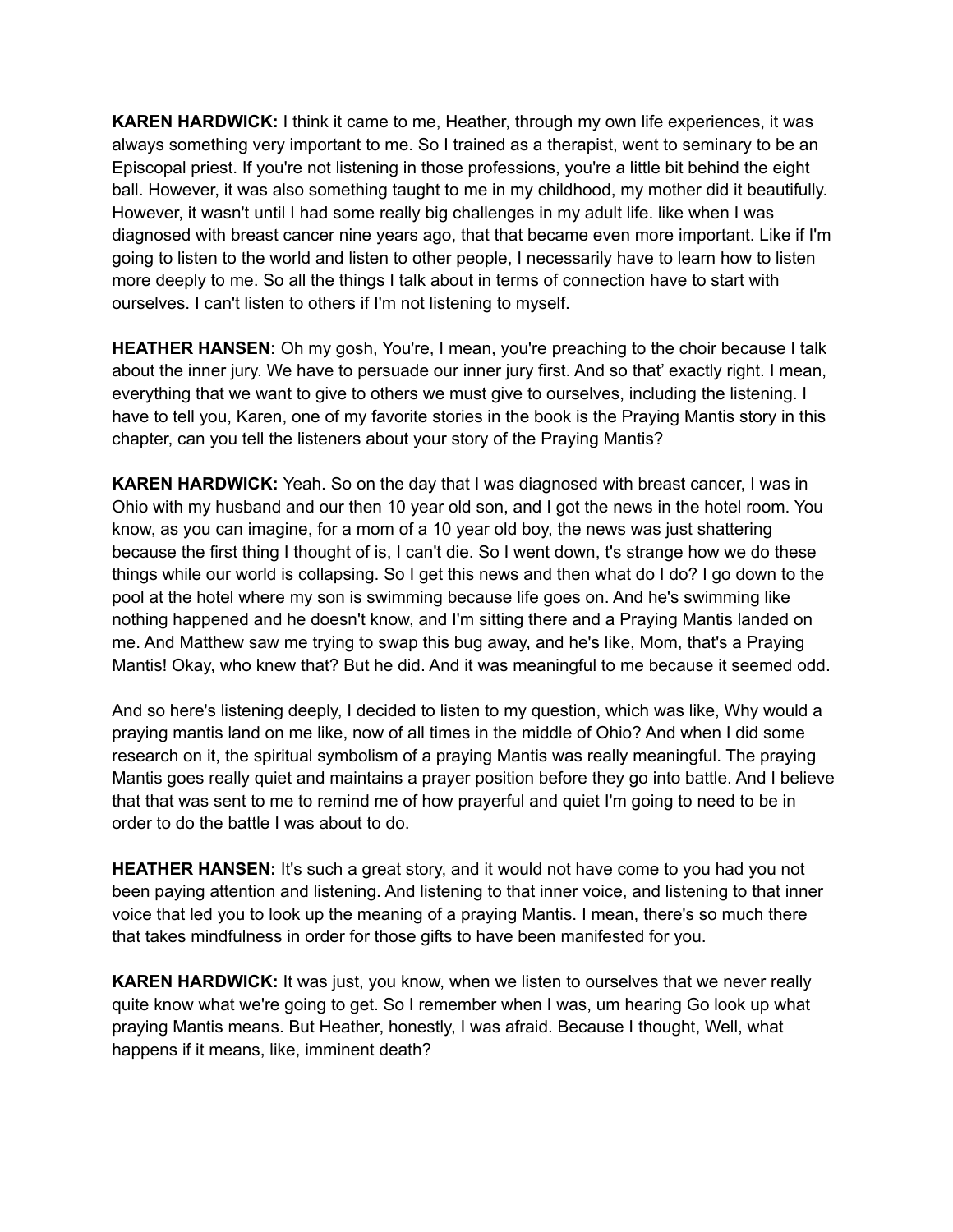**KAREN HARDWICK:** I think it came to me, Heather, through my own life experiences, it was always something very important to me. So I trained as a therapist, went to seminary to be an Episcopal priest. If you're not listening in those professions, you're a little bit behind the eight ball. However, it was also something taught to me in my childhood, my mother did it beautifully. However, it wasn't until I had some really big challenges in my adult life. like when I was diagnosed with breast cancer nine years ago, that that became even more important. Like if I'm going to listen to the world and listen to other people, I necessarily have to learn how to listen more deeply to me. So all the things I talk about in terms of connection have to start with ourselves. I can't listen to others if I'm not listening to myself.

**HEATHER HANSEN:** Oh my gosh, You're, I mean, you're preaching to the choir because I talk about the inner jury. We have to persuade our inner jury first. And so that' exactly right. I mean, everything that we want to give to others we must give to ourselves, including the listening. I have to tell you, Karen, one of my favorite stories in the book is the Praying Mantis story in this chapter, can you tell the listeners about your story of the Praying Mantis?

**KAREN HARDWICK:** Yeah. So on the day that I was diagnosed with breast cancer, I was in Ohio with my husband and our then 10 year old son, and I got the news in the hotel room. You know, as you can imagine, for a mom of a 10 year old boy, the news was just shattering because the first thing I thought of is, I can't die. So I went down, t's strange how we do these things while our world is collapsing. So I get this news and then what do I do? I go down to the pool at the hotel where my son is swimming because life goes on. And he's swimming like nothing happened and he doesn't know, and I'm sitting there and a Praying Mantis landed on me. And Matthew saw me trying to swap this bug away, and he's like, Mom, that's a Praying Mantis! Okay, who knew that? But he did. And it was meaningful to me because it seemed odd.

And so here's listening deeply, I decided to listen to my question, which was like, Why would a praying mantis land on me like, now of all times in the middle of Ohio? And when I did some research on it, the spiritual symbolism of a praying Mantis was really meaningful. The praying Mantis goes really quiet and maintains a prayer position before they go into battle. And I believe that that was sent to me to remind me of how prayerful and quiet I'm going to need to be in order to do the battle I was about to do.

**HEATHER HANSEN:** It's such a great story, and it would not have come to you had you not been paying attention and listening. And listening to that inner voice, and listening to that inner voice that led you to look up the meaning of a praying Mantis. I mean, there's so much there that takes mindfulness in order for those gifts to have been manifested for you.

**KAREN HARDWICK:** It was just, you know, when we listen to ourselves that we never really quite know what we're going to get. So I remember when I was, um hearing Go look up what praying Mantis means. But Heather, honestly, I was afraid. Because I thought, Well, what happens if it means, like, imminent death?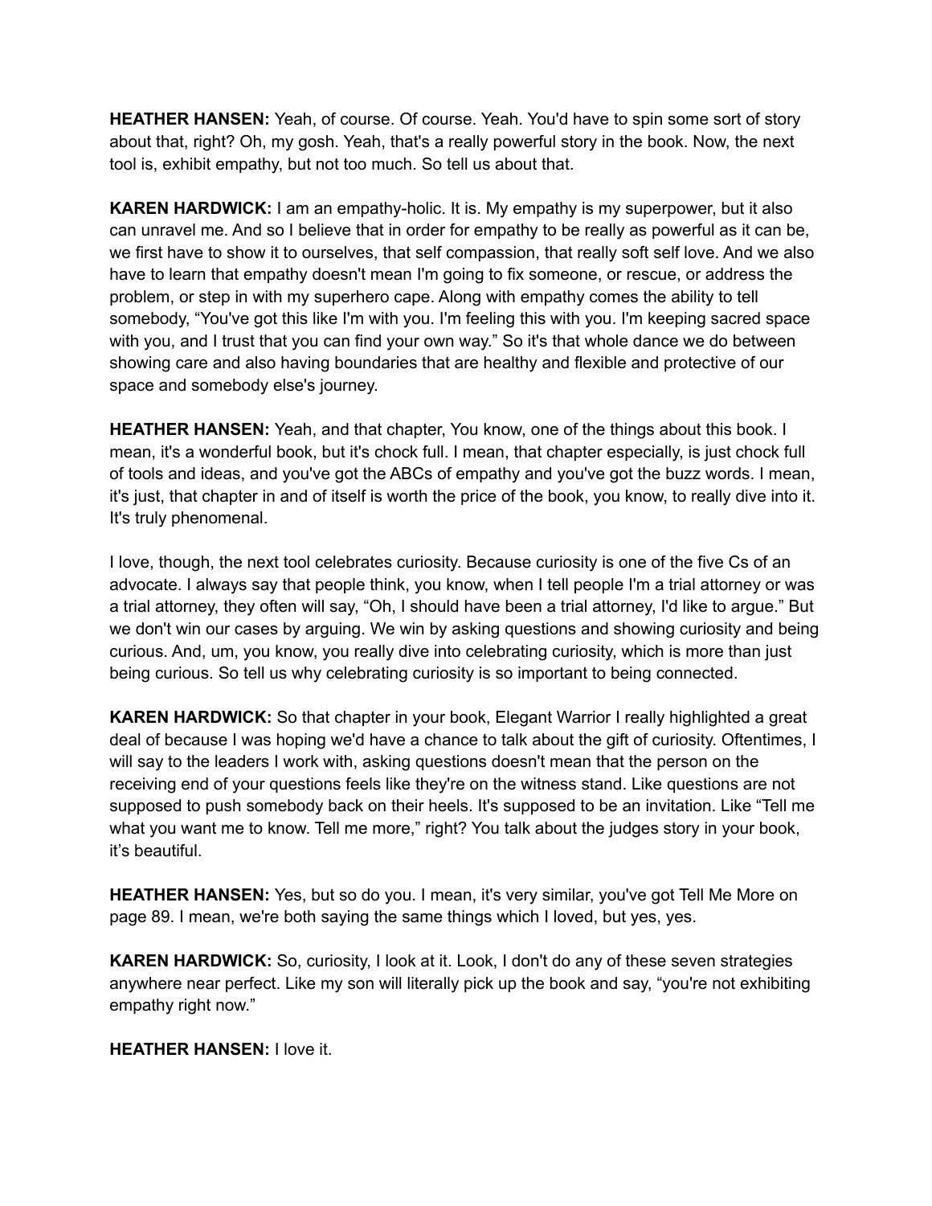**HEATHER HANSEN:** Yeah, of course. Of course. Yeah. You'd have to spin some sort of story about that, right? Oh, my gosh. Yeah, that's a really powerful story in the book. Now, the next tool is, exhibit empathy, but not too much. So tell us about that.

**KAREN HARDWICK:** I am an empathy-holic. It is. My empathy is my superpower, but it also can unravel me. And so I believe that in order for empathy to be really as powerful as it can be, we first have to show it to ourselves, that self compassion, that really soft self love. And we also have to learn that empathy doesn't mean I'm going to fix someone, or rescue, or address the problem, or step in with my superhero cape. Along with empathy comes the ability to tell somebody, "You've got this like I'm with you. I'm feeling this with you. I'm keeping sacred space with you, and I trust that you can find your own way." So it's that whole dance we do between showing care and also having boundaries that are healthy and flexible and protective of our space and somebody else's journey.

**HEATHER HANSEN:** Yeah, and that chapter, You know, one of the things about this book. I mean, it's a wonderful book, but it's chock full. I mean, that chapter especially, is just chock full of tools and ideas, and you've got the ABCs of empathy and you've got the buzz words. I mean, it's just, that chapter in and of itself is worth the price of the book, you know, to really dive into it. It's truly phenomenal.

I love, though, the next tool celebrates curiosity. Because curiosity is one of the five Cs of an advocate. I always say that people think, you know, when I tell people I'm a trial attorney or was a trial attorney, they often will say, "Oh, I should have been a trial attorney, I'd like to argue." But we don't win our cases by arguing. We win by asking questions and showing curiosity and being curious. And, um, you know, you really dive into celebrating curiosity, which is more than just being curious. So tell us why celebrating curiosity is so important to being connected.

**KAREN HARDWICK:** So that chapter in your book, Elegant Warrior I really highlighted a great deal of because I was hoping we'd have a chance to talk about the gift of curiosity. Oftentimes, I will say to the leaders I work with, asking questions doesn't mean that the person on the receiving end of your questions feels like they're on the witness stand. Like questions are not supposed to push somebody back on their heels. It's supposed to be an invitation. Like "Tell me what you want me to know. Tell me more," right? You talk about the judges story in your book, it's beautiful.

**HEATHER HANSEN:** Yes, but so do you. I mean, it's very similar, you've got Tell Me More on page 89. I mean, we're both saying the same things which I loved, but yes, yes.

**KAREN HARDWICK:** So, curiosity, I look at it. Look, I don't do any of these seven strategies anywhere near perfect. Like my son will literally pick up the book and say, "you're not exhibiting empathy right now."

**HEATHER HANSEN:** I love it.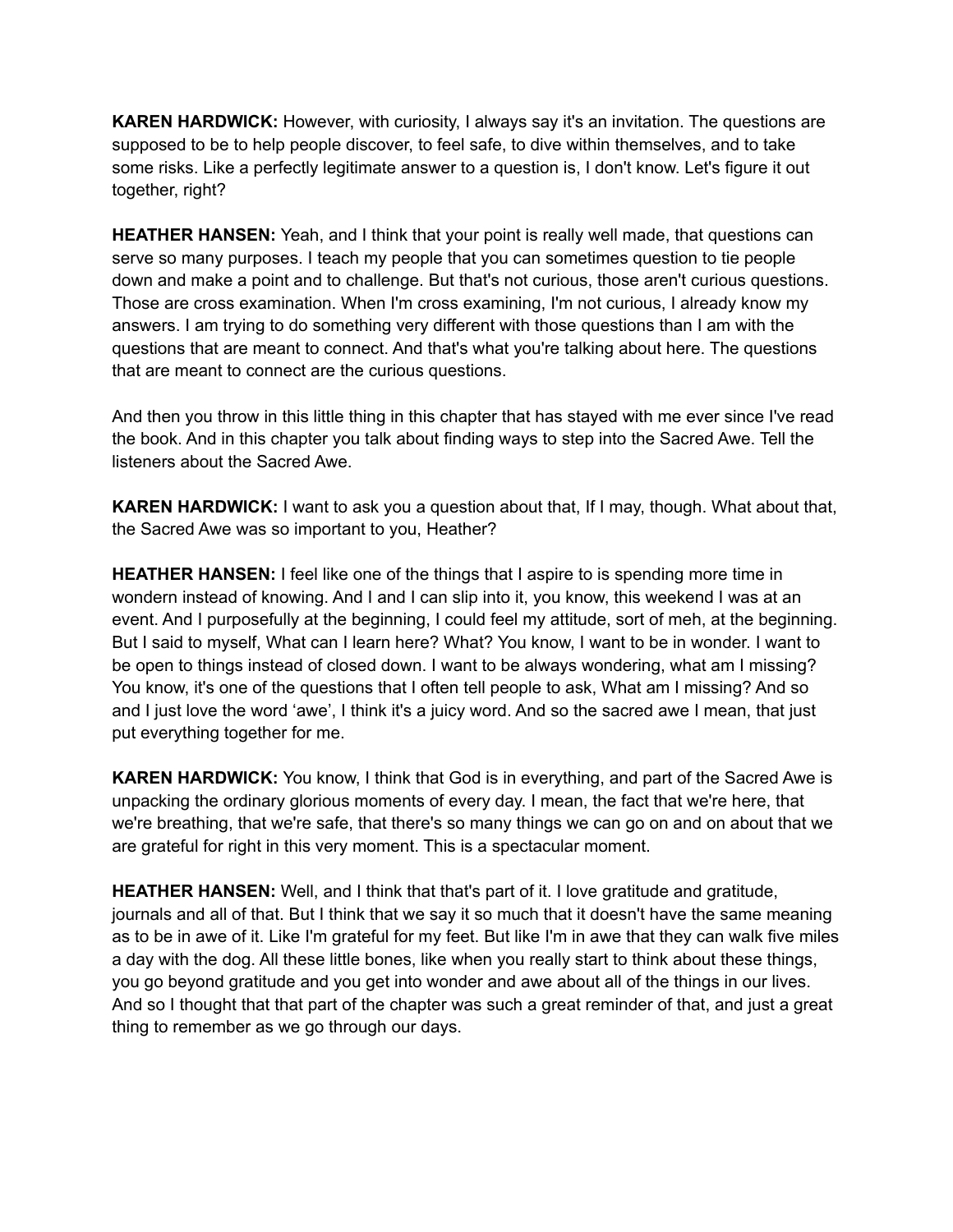**KAREN HARDWICK:** However, with curiosity, I always say it's an invitation. The questions are supposed to be to help people discover, to feel safe, to dive within themselves, and to take some risks. Like a perfectly legitimate answer to a question is, I don't know. Let's figure it out together, right?

**HEATHER HANSEN:** Yeah, and I think that your point is really well made, that questions can serve so many purposes. I teach my people that you can sometimes question to tie people down and make a point and to challenge. But that's not curious, those aren't curious questions. Those are cross examination. When I'm cross examining, I'm not curious, I already know my answers. I am trying to do something very different with those questions than I am with the questions that are meant to connect. And that's what you're talking about here. The questions that are meant to connect are the curious questions.

And then you throw in this little thing in this chapter that has stayed with me ever since I've read the book. And in this chapter you talk about finding ways to step into the Sacred Awe. Tell the listeners about the Sacred Awe.

**KAREN HARDWICK:** I want to ask you a question about that, If I may, though. What about that, the Sacred Awe was so important to you, Heather?

**HEATHER HANSEN:** I feel like one of the things that I aspire to is spending more time in wondern instead of knowing. And I and I can slip into it, you know, this weekend I was at an event. And I purposefully at the beginning, I could feel my attitude, sort of meh, at the beginning. But I said to myself, What can I learn here? What? You know, I want to be in wonder. I want to be open to things instead of closed down. I want to be always wondering, what am I missing? You know, it's one of the questions that I often tell people to ask, What am I missing? And so and I just love the word 'awe', I think it's a juicy word. And so the sacred awe I mean, that just put everything together for me.

**KAREN HARDWICK:** You know, I think that God is in everything, and part of the Sacred Awe is unpacking the ordinary glorious moments of every day. I mean, the fact that we're here, that we're breathing, that we're safe, that there's so many things we can go on and on about that we are grateful for right in this very moment. This is a spectacular moment.

**HEATHER HANSEN:** Well, and I think that that's part of it. I love gratitude and gratitude, journals and all of that. But I think that we say it so much that it doesn't have the same meaning as to be in awe of it. Like I'm grateful for my feet. But like I'm in awe that they can walk five miles a day with the dog. All these little bones, like when you really start to think about these things, you go beyond gratitude and you get into wonder and awe about all of the things in our lives. And so I thought that that part of the chapter was such a great reminder of that, and just a great thing to remember as we go through our days.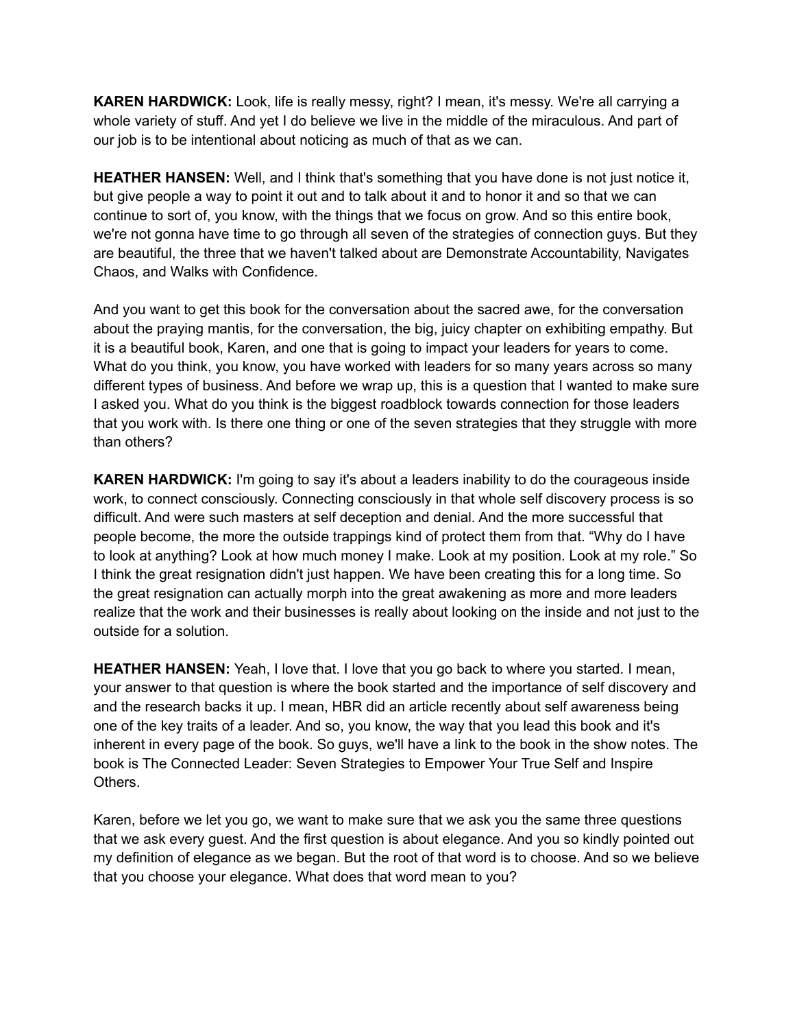**KAREN HARDWICK:** Look, life is really messy, right? I mean, it's messy. We're all carrying a whole variety of stuff. And yet I do believe we live in the middle of the miraculous. And part of our job is to be intentional about noticing as much of that as we can.

**HEATHER HANSEN:** Well, and I think that's something that you have done is not just notice it, but give people a way to point it out and to talk about it and to honor it and so that we can continue to sort of, you know, with the things that we focus on grow. And so this entire book, we're not gonna have time to go through all seven of the strategies of connection guys. But they are beautiful, the three that we haven't talked about are Demonstrate Accountability, Navigates Chaos, and Walks with Confidence.

And you want to get this book for the conversation about the sacred awe, for the conversation about the praying mantis, for the conversation, the big, juicy chapter on exhibiting empathy. But it is a beautiful book, Karen, and one that is going to impact your leaders for years to come. What do you think, you know, you have worked with leaders for so many years across so many different types of business. And before we wrap up, this is a question that I wanted to make sure I asked you. What do you think is the biggest roadblock towards connection for those leaders that you work with. Is there one thing or one of the seven strategies that they struggle with more than others?

**KAREN HARDWICK:** I'm going to say it's about a leaders inability to do the courageous inside work, to connect consciously. Connecting consciously in that whole self discovery process is so difficult. And were such masters at self deception and denial. And the more successful that people become, the more the outside trappings kind of protect them from that. "Why do I have to look at anything? Look at how much money I make. Look at my position. Look at my role." So I think the great resignation didn't just happen. We have been creating this for a long time. So the great resignation can actually morph into the great awakening as more and more leaders realize that the work and their businesses is really about looking on the inside and not just to the outside for a solution.

**HEATHER HANSEN:** Yeah, I love that. I love that you go back to where you started. I mean, your answer to that question is where the book started and the importance of self discovery and and the research backs it up. I mean, HBR did an article recently about self awareness being one of the key traits of a leader. And so, you know, the way that you lead this book and it's inherent in every page of the book. So guys, we'll have a link to the book in the show notes. The book is The Connected Leader: Seven Strategies to Empower Your True Self and Inspire Others.

Karen, before we let you go, we want to make sure that we ask you the same three questions that we ask every guest. And the first question is about elegance. And you so kindly pointed out my definition of elegance as we began. But the root of that word is to choose. And so we believe that you choose your elegance. What does that word mean to you?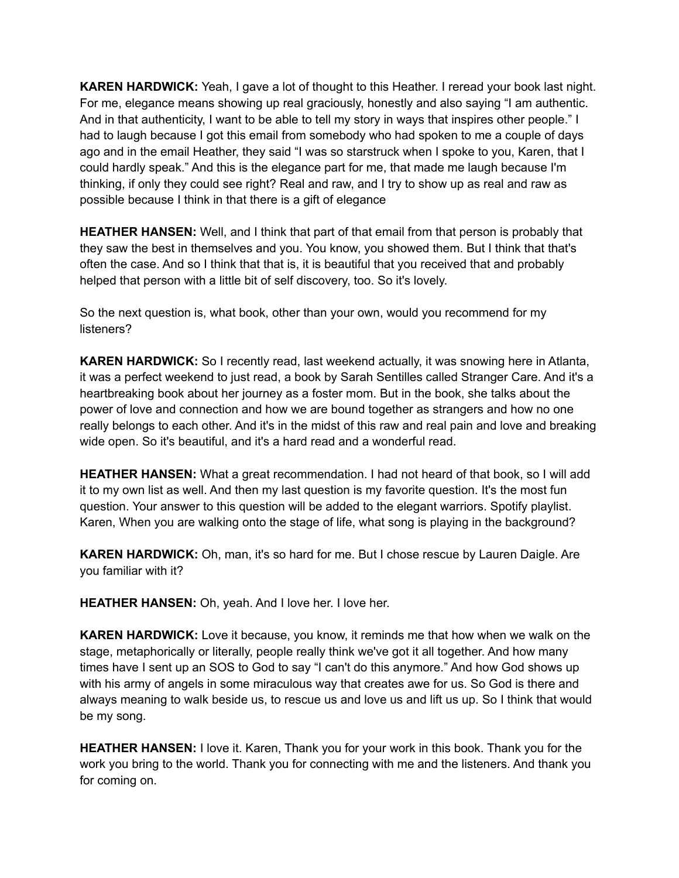**KAREN HARDWICK:** Yeah, I gave a lot of thought to this Heather. I reread your book last night. For me, elegance means showing up real graciously, honestly and also saying "I am authentic. And in that authenticity, I want to be able to tell my story in ways that inspires other people." I had to laugh because I got this email from somebody who had spoken to me a couple of days ago and in the email Heather, they said "I was so starstruck when I spoke to you, Karen, that I could hardly speak." And this is the elegance part for me, that made me laugh because I'm thinking, if only they could see right? Real and raw, and I try to show up as real and raw as possible because I think in that there is a gift of elegance

**HEATHER HANSEN:** Well, and I think that part of that email from that person is probably that they saw the best in themselves and you. You know, you showed them. But I think that that's often the case. And so I think that that is, it is beautiful that you received that and probably helped that person with a little bit of self discovery, too. So it's lovely.

So the next question is, what book, other than your own, would you recommend for my listeners?

**KAREN HARDWICK:** So I recently read, last weekend actually, it was snowing here in Atlanta, it was a perfect weekend to just read, a book by Sarah Sentilles called Stranger Care. And it's a heartbreaking book about her journey as a foster mom. But in the book, she talks about the power of love and connection and how we are bound together as strangers and how no one really belongs to each other. And it's in the midst of this raw and real pain and love and breaking wide open. So it's beautiful, and it's a hard read and a wonderful read.

**HEATHER HANSEN:** What a great recommendation. I had not heard of that book, so I will add it to my own list as well. And then my last question is my favorite question. It's the most fun question. Your answer to this question will be added to the elegant warriors. Spotify playlist. Karen, When you are walking onto the stage of life, what song is playing in the background?

**KAREN HARDWICK:** Oh, man, it's so hard for me. But I chose rescue by Lauren Daigle. Are you familiar with it?

**HEATHER HANSEN:** Oh, yeah. And I love her. I love her.

**KAREN HARDWICK:** Love it because, you know, it reminds me that how when we walk on the stage, metaphorically or literally, people really think we've got it all together. And how many times have I sent up an SOS to God to say "I can't do this anymore." And how God shows up with his army of angels in some miraculous way that creates awe for us. So God is there and always meaning to walk beside us, to rescue us and love us and lift us up. So I think that would be my song.

**HEATHER HANSEN:** I love it. Karen, Thank you for your work in this book. Thank you for the work you bring to the world. Thank you for connecting with me and the listeners. And thank you for coming on.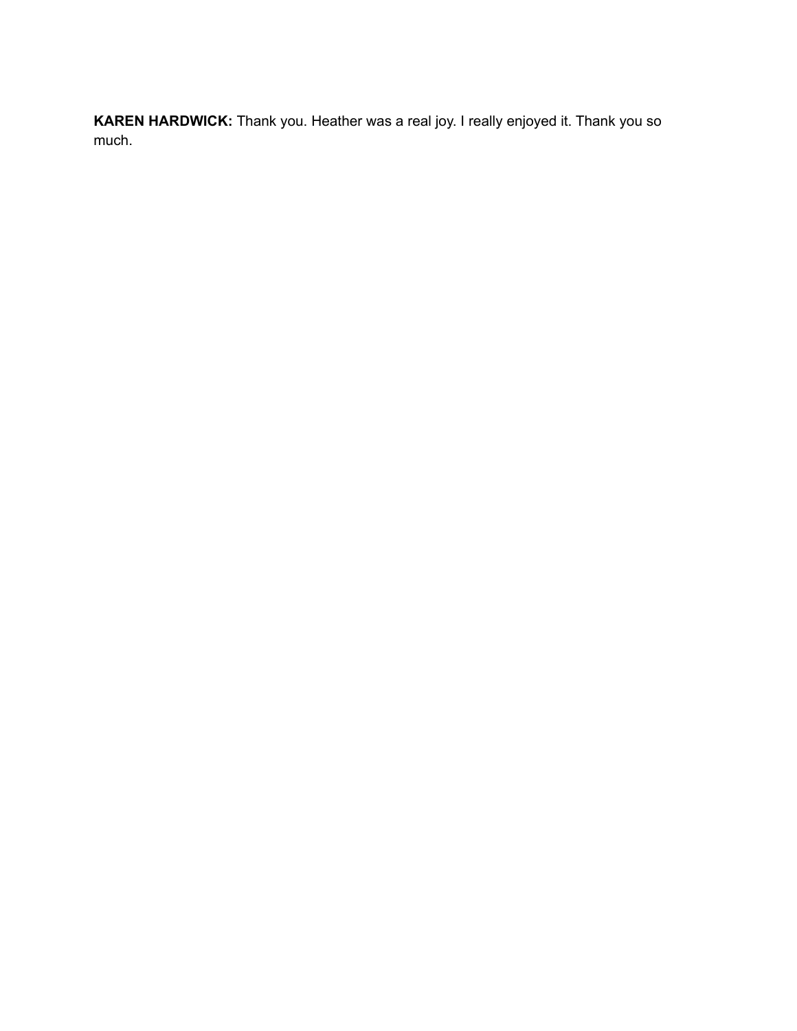**KAREN HARDWICK:** Thank you. Heather was a real joy. I really enjoyed it. Thank you so much.